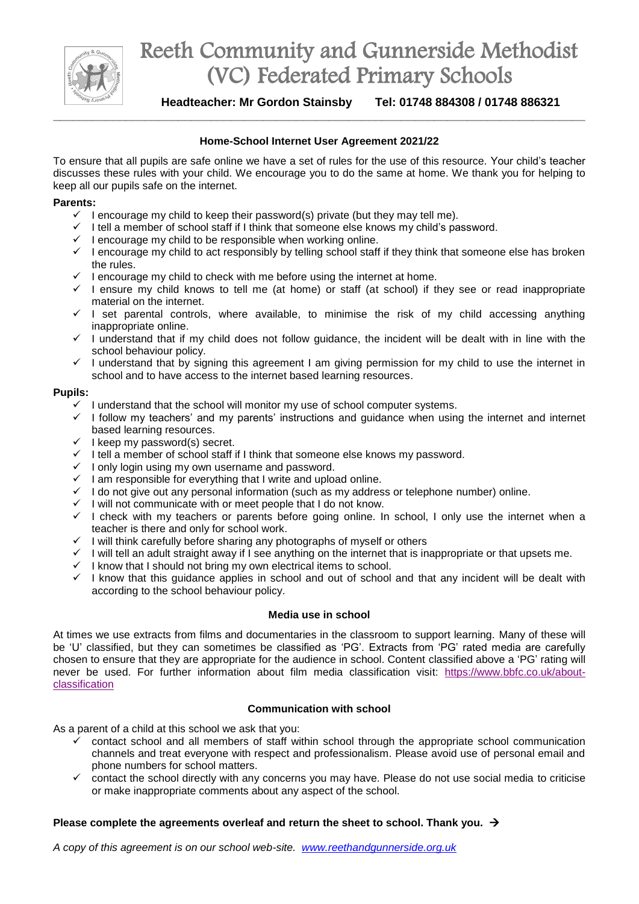# Reeth Community and Gunnerside Methodist (VC) Federated Primary Schools

**Headteacher: Mr Gordon Stainsby Tel: 01748 884308 / 01748 886321**

---

### Home-School Internet User Agreement 2021/22

To ensure that all pupils are safe online we have a set of rules for the use of this resource. Your child's teacher discusses these rules with your child. We encourage you to do the same at home. We thank you for helping to keep all our pupils safe on the internet.

**Parents:**

- ✓ I encourage my child to keep their password(s) private (but they may tell me).
- ✓ I tell a member of school staff if I think that someone else knows my child's password.
- ✓ I encourage my child to be responsible when working online.
- ✓ I encourage my child to act responsibly by telling school staff if they think that someone else has broken the rules.
- ✓ I encourage my child to check with me before using the internet at home.
- ✓ I ensure my child knows to tell me (at home) or staff (at school) if they see or read inappropriate material on the internet.
- ✓ I set parental controls, where available, to minimise the risk of my child accessing anything inappropriate online.
- ✓ I understand that if my child does not follow guidance, the incident will be dealt with in line with the school behaviour policy.
- ✓ I understand that by signing this agreement I am giving permission for my child to use the internet in school and to have access to the internet based learning resources.

**Pupils:**

- ✓ I understand that the school will monitor my use of school computer systems.
- ✓ I follow my teachers' and my parents' instructions and guidance when using the internet and internet based learning resources.
- ✓ I keep my password(s) secret.
- ✓ I tell a member of school staff if I think that someone else knows my password.
- ✓ I only login using my own username and password.
- ✓ I am responsible for everything that I write and upload online.
- ✓ I do not give out any personal information (such as my address or telephone number) online.
- ✓ I will not communicate with or meet people that I do not know.
- ✓ I check with my teachers or parents before going online. In school, I only use the internet when a teacher is there and only for school work.
- ✓ I will think carefully before sharing any photographs of myself or others
- ✓ I will tell an adult straight away if I see anything on the internet that is inappropriate or that upsets me.
- ✓ I know that I should not bring my own electrical items to school.
- ✓ I know that this guidance applies in school and out of school and that any incident will be dealt with according to the school behaviour policy.

### Media use in school

At times we use extracts from films and documentaries in the classroom to support learning. Many of these will be 'U' classified, but they can sometimes be classified as 'PG'. Extracts from 'PG' rated media are carefully chosen to ensure that they are appropriate for the audience in school. Content classified above a 'PG' rating will never be used. For further information about film media classification visit: https://www.bbfc.co.uk/about-classification

### Communication with school

As a parent of a child at this school we ask that you:

- ✓ contact school and all members of staff within school through the appropriate school communication channels and treat everyone with respect and professionalism. Please avoid use of personal email and phone numbers for school matters.
- ✓ contact the school directly with any concerns you may have. Please do not use social media to criticise or make inappropriate comments about any aspect of the school.

**Please complete the agreements overleaf and return the sheet to school. Thank you. →**

*A copy of this agreement is on our school web-site. www.reethandgunnerside.org.uk*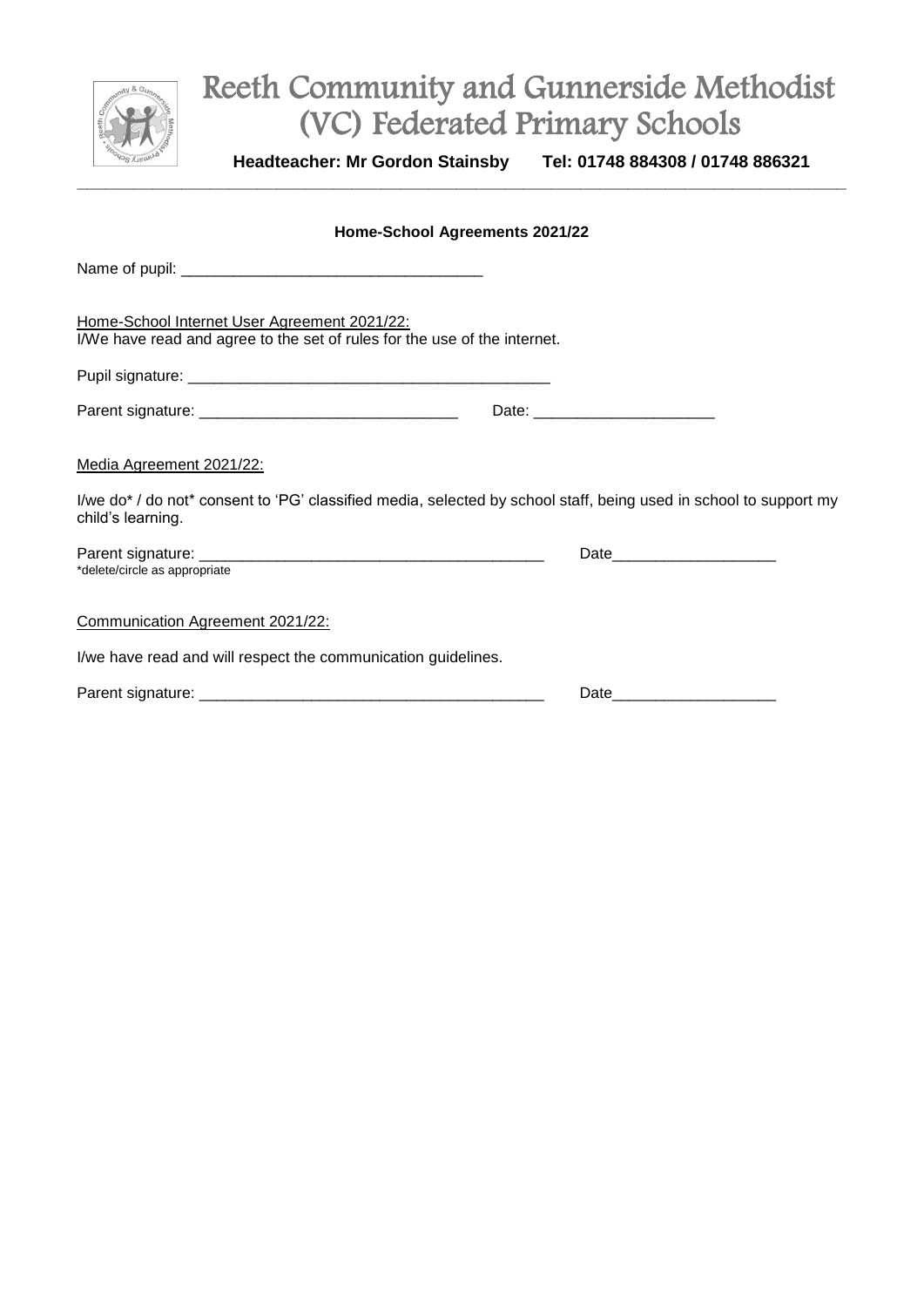# Reeth Community and Gunnerside Methodist (VC) Federated Primary Schools

**Headteacher: Mr Gordon Stainsby Tel: 01748 884308 / 01748 886321**

---

**Home-School Agreements 2021/22**

Name of pupil: ___________________________________

Home-School Internet User Agreement 2021/22:
I/We have read and agree to the set of rules for the use of the internet.

Pupil signature: __________________________________________

Parent signature: ______________________________ Date: _____________________

Media Agreement 2021/22:

I/we do* / do not* consent to 'PG' classified media, selected by school staff, being used in school to support my child's learning.

Parent signature: ________________________________________ Date___________________
*delete/circle as appropriate

Communication Agreement 2021/22:

I/we have read and will respect the communication guidelines.

Parent signature: ________________________________________ Date___________________